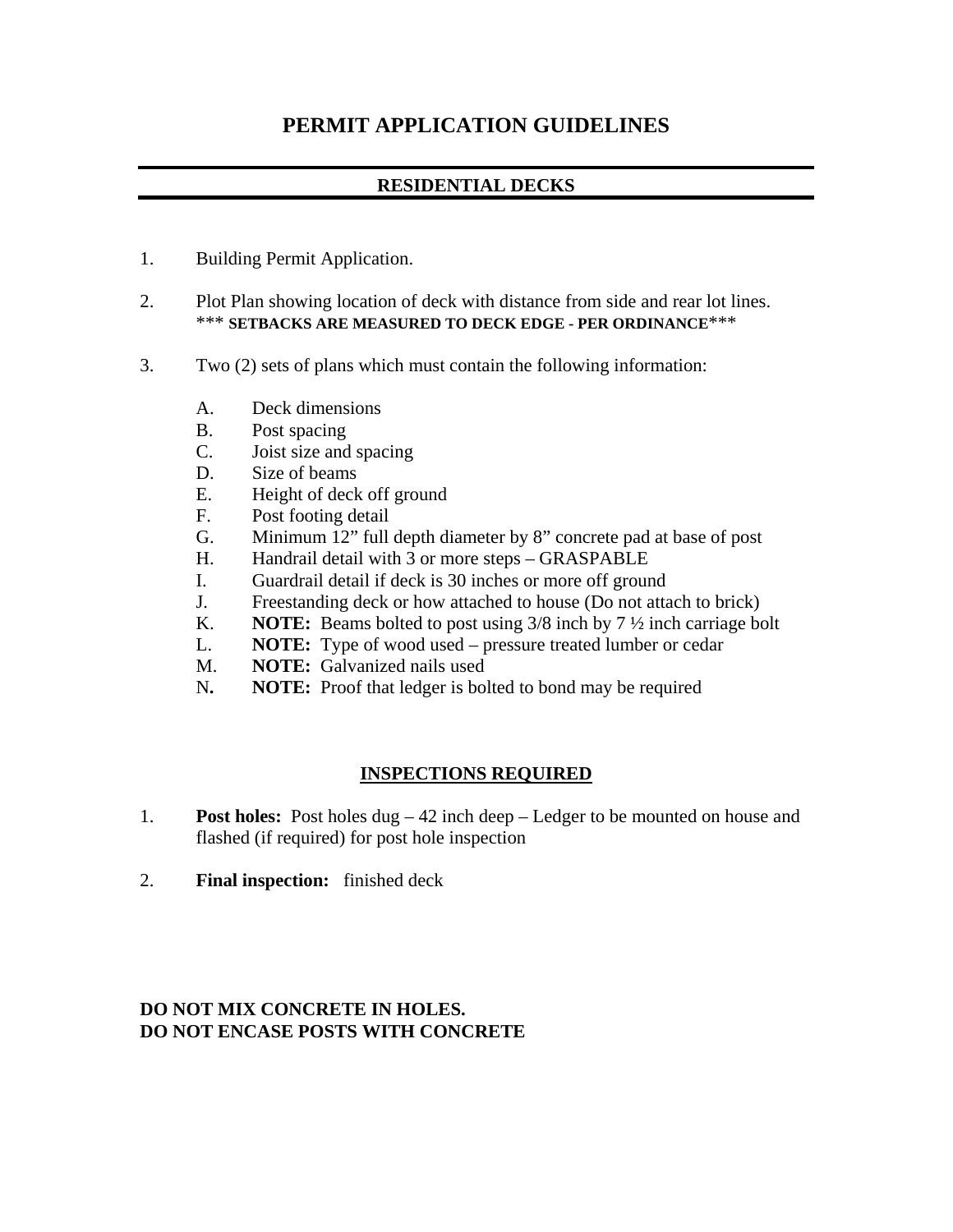# PERMIT APPLICATION GUIDELINES

## RESIDENTIAL DECKS

1. Building Permit Application.

2. Plot Plan showing location of deck with distance from side and rear lot lines.
   *** **SETBACKS ARE MEASURED TO DECK EDGE - PER ORDINANCE** ***

3. Two (2) sets of plans which must contain the following information:

   A. Deck dimensions
   B. Post spacing
   C. Joist size and spacing
   D. Size of beams
   E. Height of deck off ground
   F. Post footing detail
   G. Minimum 12" full depth diameter by 8" concrete pad at base of post
   H. Handrail detail with 3 or more steps – GRASPABLE
   I. Guardrail detail if deck is 30 inches or more off ground
   J. Freestanding deck or how attached to house (Do not attach to brick)
   K. **NOTE:** Beams bolted to post using 3/8 inch by 7 ½ inch carriage bolt
   L. **NOTE:** Type of wood used – pressure treated lumber or cedar
   M. **NOTE:** Galvanized nails used
   N**.** **NOTE:** Proof that ledger is bolted to bond may be required

## INSPECTIONS REQUIRED

1. **Post holes:** Post holes dug – 42 inch deep – Ledger to be mounted on house and flashed (if required) for post hole inspection

2. **Final inspection:** finished deck

**DO NOT MIX CONCRETE IN HOLES.**
**DO NOT ENCASE POSTS WITH CONCRETE**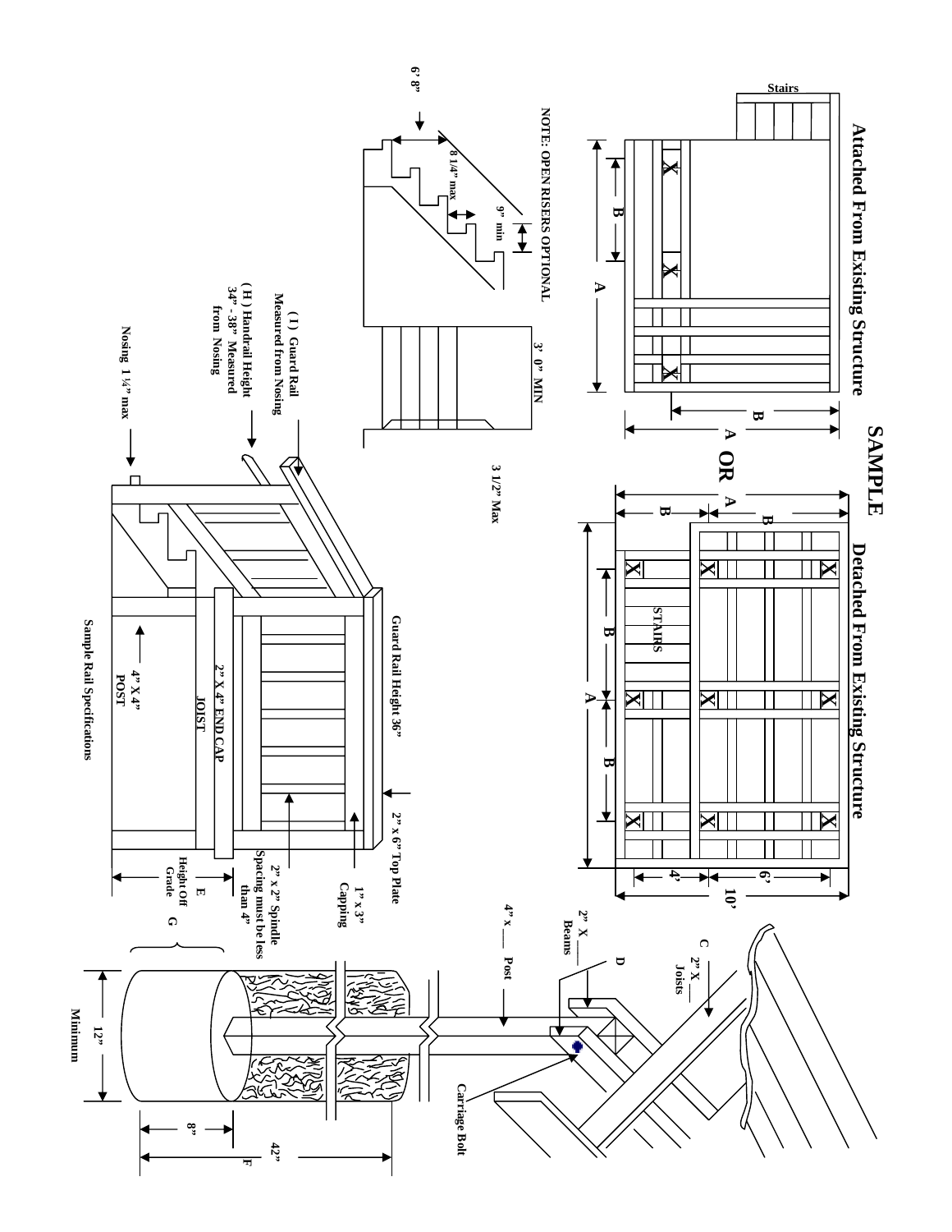# SAMPLE

## Attached From Existing Structure

Stairs

B

A

B

A

OR

## Detached From Existing Structure

A

B

B

STAIRS

B

B

A

4'

6'

10'

6' 8"

8 1/4" max

9" min

NOTE: OPEN RISERS OPTIONAL

3' 0" MIN

3 1/2" Max

( I ) Guard Rail
Measured from Nosing

( H ) Handrail Height
34" - 38" Measured
from Nosing

Nosing 1¼" max

Guard Rail Height 36"

2" x 6" Top Plate

1" x 3"
Capping

2" x 2" Spindle
Spacing must be less
than 4"

2" X 4" END CAP
JOIST

4" X 4"
POST

E
Height Off
Grade

Sample Rail Specifications

C
2" X ___
Joists

2" X ___
Beams

D

4" x ___ Post

Carriage Bolt

G

12"

Minimum

8"

42"

F